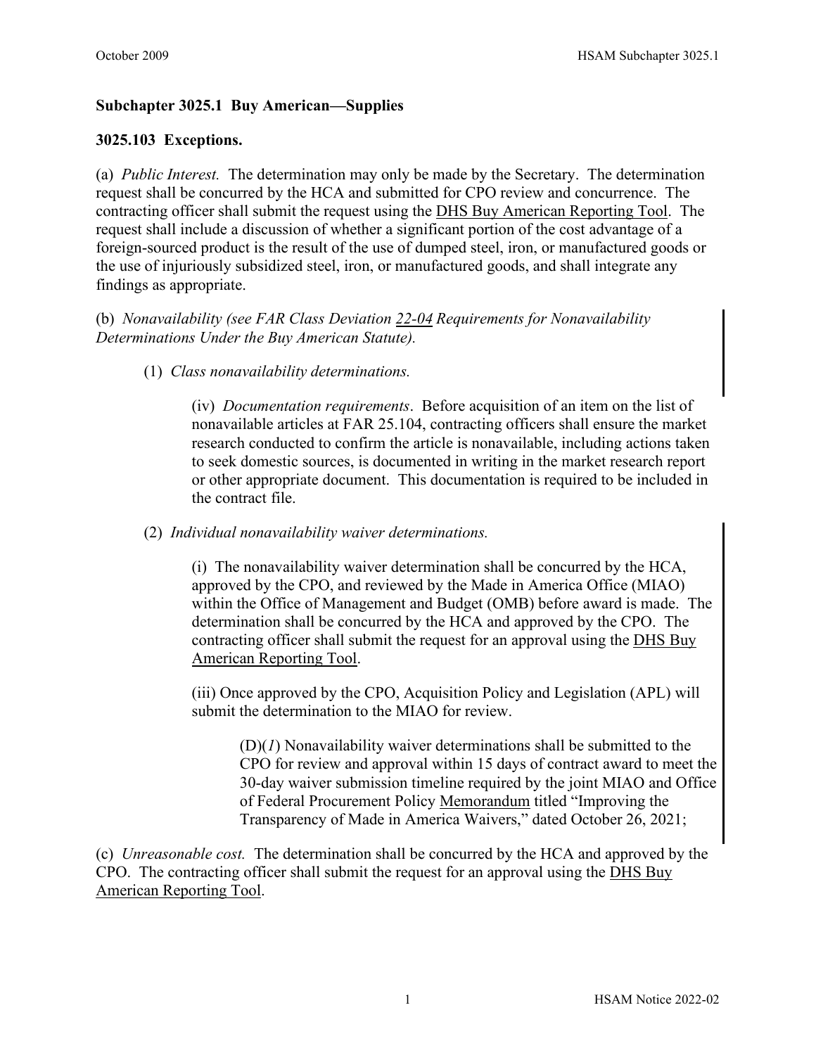## Subchapter 3025.1 Buy American—Supplies

### 3025.103 Exceptions.

(a) *Public Interest.* The determination may only be made by the Secretary. The determination request shall be concurred by the HCA and submitted for CPO review and concurrence. The contracting officer shall submit the request using the DHS Buy American Reporting Tool. The request shall include a discussion of whether a significant portion of the cost advantage of a foreign-sourced product is the result of the use of dumped steel, iron, or manufactured goods or the use of injuriously subsidized steel, iron, or manufactured goods, and shall integrate any findings as appropriate.

(b) *Nonavailability (see FAR Class Deviation 22-04 Requirements for Nonavailability Determinations Under the Buy American Statute).*

> (1) *Class nonavailability determinations.*
>
> > (iv) *Documentation requirements*. Before acquisition of an item on the list of nonavailable articles at FAR 25.104, contracting officers shall ensure the market research conducted to confirm the article is nonavailable, including actions taken to seek domestic sources, is documented in writing in the market research report or other appropriate document. This documentation is required to be included in the contract file.
>
> (2) *Individual nonavailability waiver determinations.*
>
> > (i) The nonavailability waiver determination shall be concurred by the HCA, approved by the CPO, and reviewed by the Made in America Office (MIAO) within the Office of Management and Budget (OMB) before award is made. The determination shall be concurred by the HCA and approved by the CPO. The contracting officer shall submit the request for an approval using the DHS Buy American Reporting Tool.
> >
> > (iii) Once approved by the CPO, Acquisition Policy and Legislation (APL) will submit the determination to the MIAO for review.
> >
> > > (D)(*1*) Nonavailability waiver determinations shall be submitted to the CPO for review and approval within 15 days of contract award to meet the 30-day waiver submission timeline required by the joint MIAO and Office of Federal Procurement Policy Memorandum titled "Improving the Transparency of Made in America Waivers," dated October 26, 2021;

(c) *Unreasonable cost.* The determination shall be concurred by the HCA and approved by the CPO. The contracting officer shall submit the request for an approval using the DHS Buy American Reporting Tool.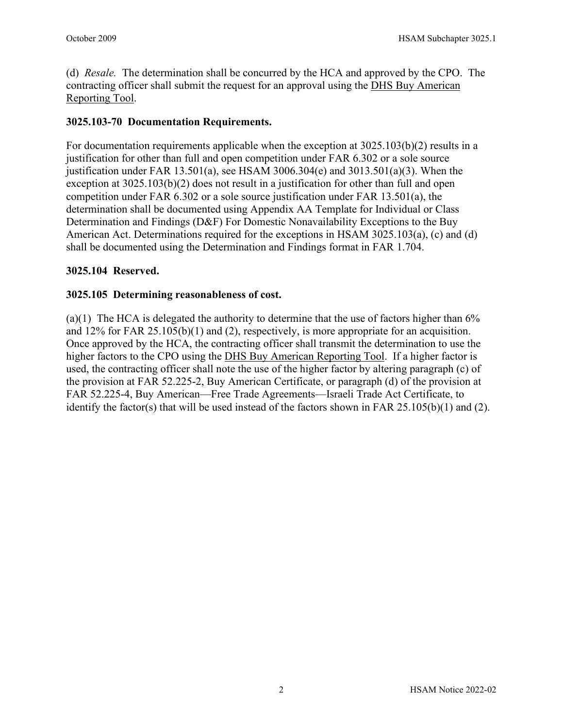(d) *Resale.* The determination shall be concurred by the HCA and approved by the CPO. The contracting officer shall submit the request for an approval using the DHS Buy American Reporting Tool.

**3025.103-70 Documentation Requirements.**

For documentation requirements applicable when the exception at 3025.103(b)(2) results in a justification for other than full and open competition under FAR 6.302 or a sole source justification under FAR 13.501(a), see HSAM 3006.304(e) and 3013.501(a)(3). When the exception at 3025.103(b)(2) does not result in a justification for other than full and open competition under FAR 6.302 or a sole source justification under FAR 13.501(a), the determination shall be documented using Appendix AA Template for Individual or Class Determination and Findings (D&F) For Domestic Nonavailability Exceptions to the Buy American Act. Determinations required for the exceptions in HSAM 3025.103(a), (c) and (d) shall be documented using the Determination and Findings format in FAR 1.704.

**3025.104 Reserved.**

**3025.105 Determining reasonableness of cost.**

(a)(1) The HCA is delegated the authority to determine that the use of factors higher than 6% and 12% for FAR 25.105(b)(1) and (2), respectively, is more appropriate for an acquisition. Once approved by the HCA, the contracting officer shall transmit the determination to use the higher factors to the CPO using the DHS Buy American Reporting Tool. If a higher factor is used, the contracting officer shall note the use of the higher factor by altering paragraph (c) of the provision at FAR 52.225-2, Buy American Certificate, or paragraph (d) of the provision at FAR 52.225-4, Buy American—Free Trade Agreements—Israeli Trade Act Certificate, to identify the factor(s) that will be used instead of the factors shown in FAR 25.105(b)(1) and (2).